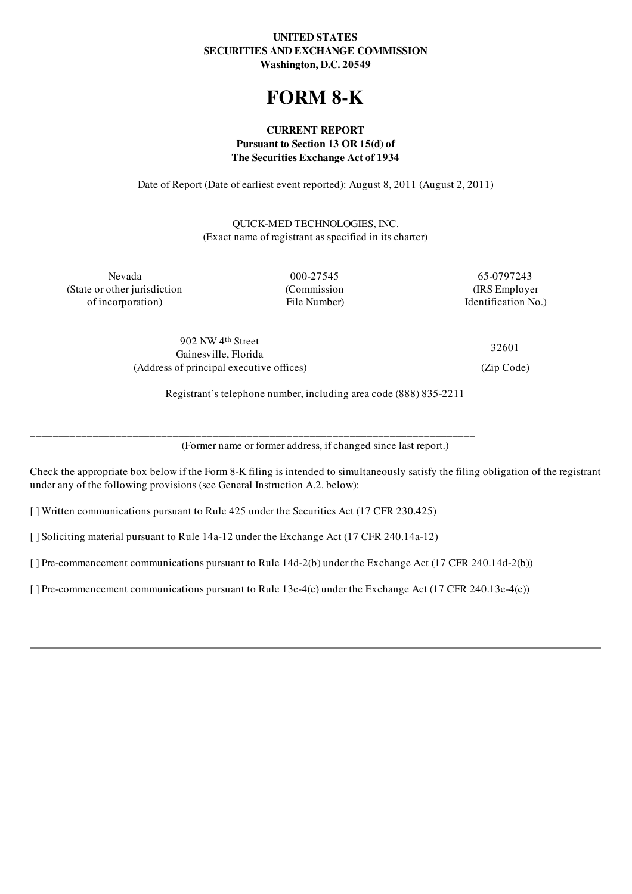**UNITED STATES**
**SECURITIES AND EXCHANGE COMMISSION**
**Washington, D.C. 20549**

# FORM 8-K

**CURRENT REPORT**
**Pursuant to Section 13 OR 15(d) of**
**The Securities Exchange Act of 1934**

Date of Report (Date of earliest event reported): August 8, 2011 (August 2, 2011)

QUICK-MED TECHNOLOGIES, INC.
(Exact name of registrant as specified in its charter)

| | | |
|---|---|---|
| Nevada<br>(State or other jurisdiction of incorporation) | 000-27545<br>(Commission File Number) | 65-0797243<br>(IRS Employer Identification No.) |

| | |
|---|---|
| 902 NW 4th Street<br>Gainesville, Florida<br>(Address of principal executive offices) | 32601<br>(Zip Code) |

Registrant's telephone number, including area code (888) 835-2211

________________________________________________________________________________
(Former name or former address, if changed since last report.)

Check the appropriate box below if the Form 8-K filing is intended to simultaneously satisfy the filing obligation of the registrant under any of the following provisions (see General Instruction A.2. below):

[ ] Written communications pursuant to Rule 425 under the Securities Act (17 CFR 230.425)

[ ] Soliciting material pursuant to Rule 14a-12 under the Exchange Act (17 CFR 240.14a-12)

[ ] Pre-commencement communications pursuant to Rule 14d-2(b) under the Exchange Act (17 CFR 240.14d-2(b))

[ ] Pre-commencement communications pursuant to Rule 13e-4(c) under the Exchange Act (17 CFR 240.13e-4(c))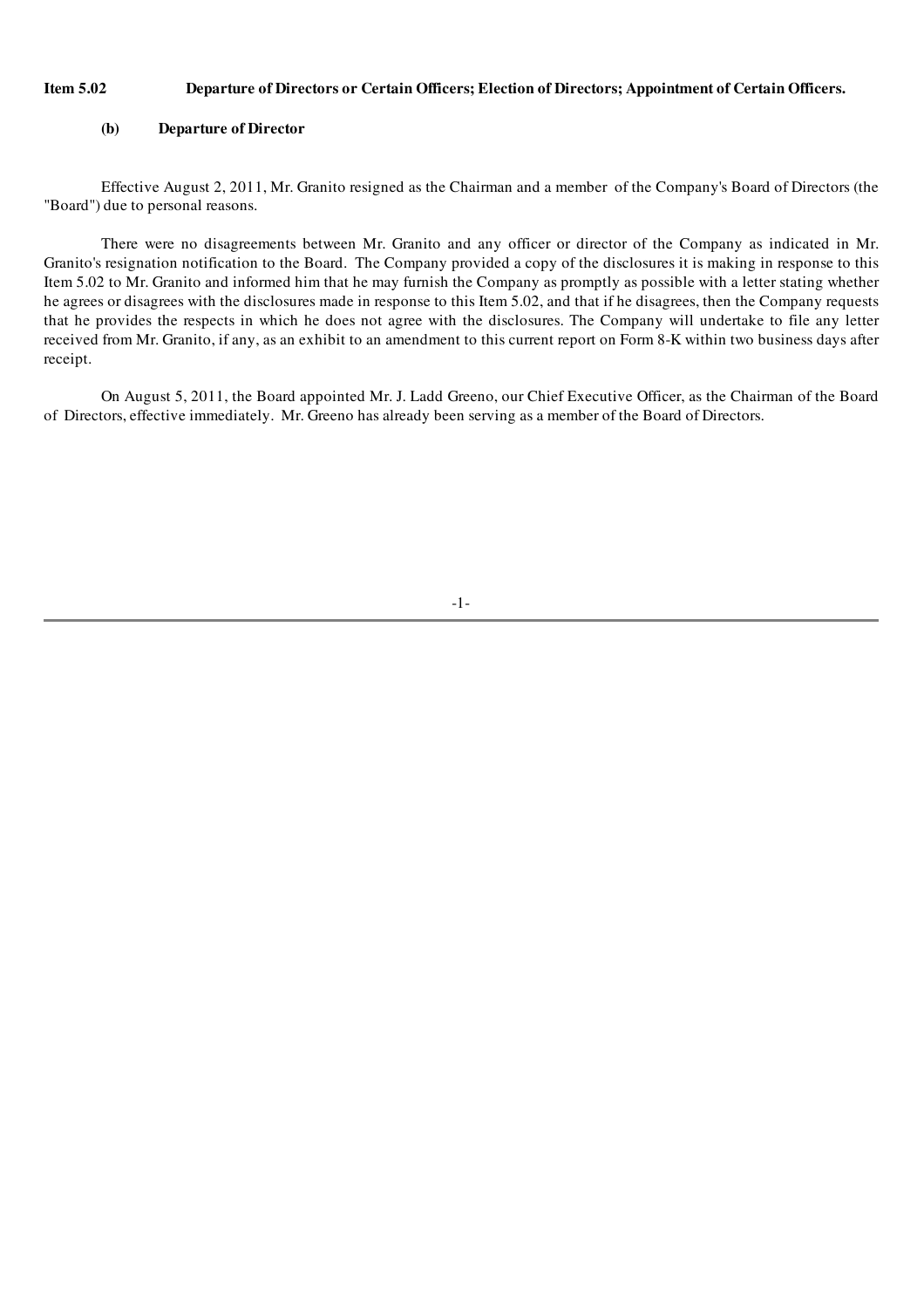**Item 5.02 Departure of Directors or Certain Officers; Election of Directors; Appointment of Certain Officers.**

**(b) Departure of Director**

Effective August 2, 2011, Mr. Granito resigned as the Chairman and a member of the Company's Board of Directors (the "Board") due to personal reasons.

There were no disagreements between Mr. Granito and any officer or director of the Company as indicated in Mr. Granito's resignation notification to the Board. The Company provided a copy of the disclosures it is making in response to this Item 5.02 to Mr. Granito and informed him that he may furnish the Company as promptly as possible with a letter stating whether he agrees or disagrees with the disclosures made in response to this Item 5.02, and that if he disagrees, then the Company requests that he provides the respects in which he does not agree with the disclosures. The Company will undertake to file any letter received from Mr. Granito, if any, as an exhibit to an amendment to this current report on Form 8-K within two business days after receipt.

On August 5, 2011, the Board appointed Mr. J. Ladd Greeno, our Chief Executive Officer, as the Chairman of the Board of Directors, effective immediately. Mr. Greeno has already been serving as a member of the Board of Directors.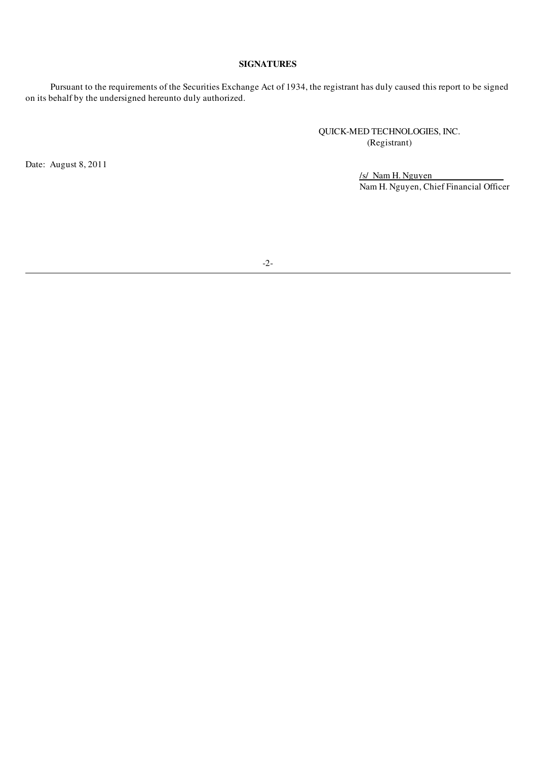**SIGNATURES**

Pursuant to the requirements of the Securities Exchange Act of 1934, the registrant has duly caused this report to be signed on its behalf by the undersigned hereunto duly authorized.

QUICK-MED TECHNOLOGIES, INC.
(Registrant)

Date: August 8, 2011

/s/ Nam H. Nguyen
Nam H. Nguyen, Chief Financial Officer